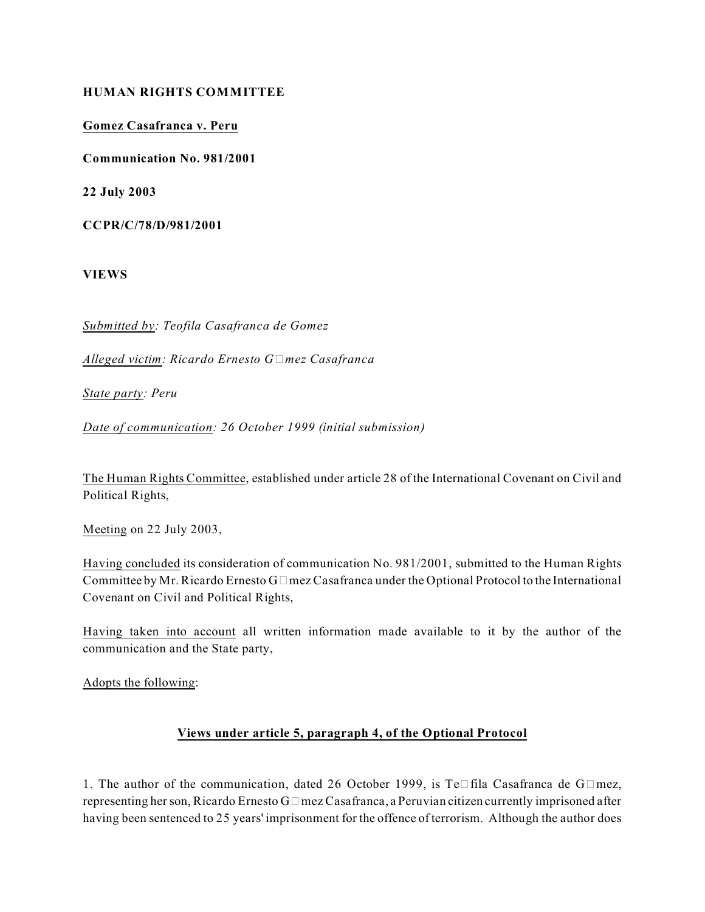**HUMAN RIGHTS COMMITTEE**

**Gomez Casafranca v. Peru**

**Communication No. 981/2001**

**22 July 2003**

**CCPR/C/78/D/981/2001**

**VIEWS**

*Submitted by: Teofila Casafranca de Gomez*

*Alleged victim: Ricardo Ernesto G□mez Casafranca*

*State party: Peru*

*Date of communication: 26 October 1999 (initial submission)*

The Human Rights Committee, established under article 28 of the International Covenant on Civil and Political Rights,

Meeting on 22 July 2003,

Having concluded its consideration of communication No. 981/2001, submitted to the Human Rights Committee by Mr. Ricardo Ernesto G□mez Casafranca under the Optional Protocol to the International Covenant on Civil and Political Rights,

Having taken into account all written information made available to it by the author of the communication and the State party,

Adopts the following:

## Views under article 5, paragraph 4, of the Optional Protocol

1. The author of the communication, dated 26 October 1999, is Te□fila Casafranca de G□mez, representing her son, Ricardo Ernesto G□mez Casafranca, a Peruvian citizen currently imprisoned after having been sentenced to 25 years' imprisonment for the offence of terrorism. Although the author does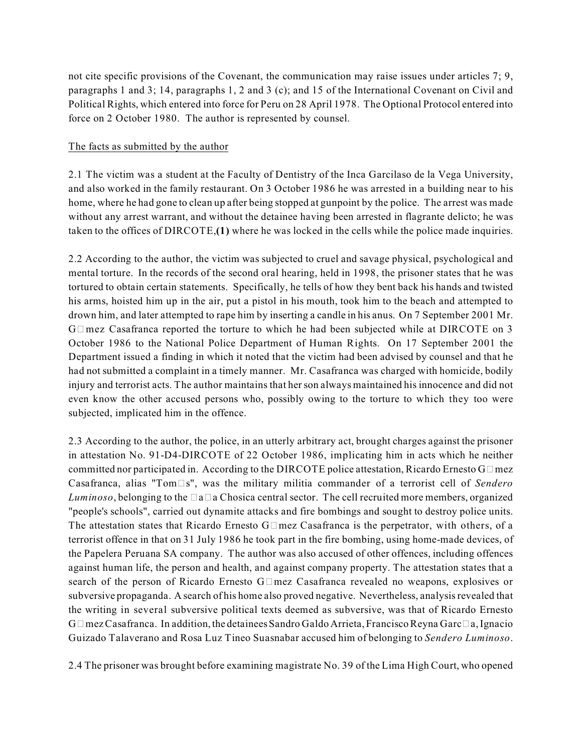not cite specific provisions of the Covenant, the communication may raise issues under articles 7; 9, paragraphs 1 and 3; 14, paragraphs 1, 2 and 3 (c); and 15 of the International Covenant on Civil and Political Rights, which entered into force for Peru on 28 April 1978. The Optional Protocol entered into force on 2 October 1980. The author is represented by counsel.

The facts as submitted by the author

2.1 The victim was a student at the Faculty of Dentistry of the Inca Garcilaso de la Vega University, and also worked in the family restaurant. On 3 October 1986 he was arrested in a building near to his home, where he had gone to clean up after being stopped at gunpoint by the police. The arrest was made without any arrest warrant, and without the detainee having been arrested in flagrante delicto; he was taken to the offices of DIRCOTE,**(1)** where he was locked in the cells while the police made inquiries.

2.2 According to the author, the victim was subjected to cruel and savage physical, psychological and mental torture. In the records of the second oral hearing, held in 1998, the prisoner states that he was tortured to obtain certain statements. Specifically, he tells of how they bent back his hands and twisted his arms, hoisted him up in the air, put a pistol in his mouth, took him to the beach and attempted to drown him, and later attempted to rape him by inserting a candle in his anus. On 7 September 2001 Mr. G□mez Casafranca reported the torture to which he had been subjected while at DIRCOTE on 3 October 1986 to the National Police Department of Human Rights. On 17 September 2001 the Department issued a finding in which it noted that the victim had been advised by counsel and that he had not submitted a complaint in a timely manner. Mr. Casafranca was charged with homicide, bodily injury and terrorist acts. The author maintains that her son always maintained his innocence and did not even know the other accused persons who, possibly owing to the torture to which they too were subjected, implicated him in the offence.

2.3 According to the author, the police, in an utterly arbitrary act, brought charges against the prisoner in attestation No. 91-D4-DIRCOTE of 22 October 1986, implicating him in acts which he neither committed nor participated in. According to the DIRCOTE police attestation, Ricardo Ernesto G□mez Casafranca, alias "Tom□s", was the military militia commander of a terrorist cell of *Sendero Luminoso*, belonging to the □a□a Chosica central sector. The cell recruited more members, organized "people's schools", carried out dynamite attacks and fire bombings and sought to destroy police units. The attestation states that Ricardo Ernesto G□mez Casafranca is the perpetrator, with others, of a terrorist offence in that on 31 July 1986 he took part in the fire bombing, using home-made devices, of the Papelera Peruana SA company. The author was also accused of other offences, including offences against human life, the person and health, and against company property. The attestation states that a search of the person of Ricardo Ernesto G□mez Casafranca revealed no weapons, explosives or subversive propaganda. A search of his home also proved negative. Nevertheless, analysis revealed that the writing in several subversive political texts deemed as subversive, was that of Ricardo Ernesto G□mez Casafranca. In addition, the detainees Sandro Galdo Arrieta, Francisco Reyna Garc□a, Ignacio Guizado Talaverano and Rosa Luz Tineo Suasnabar accused him of belonging to *Sendero Luminoso*.

2.4 The prisoner was brought before examining magistrate No. 39 of the Lima High Court, who opened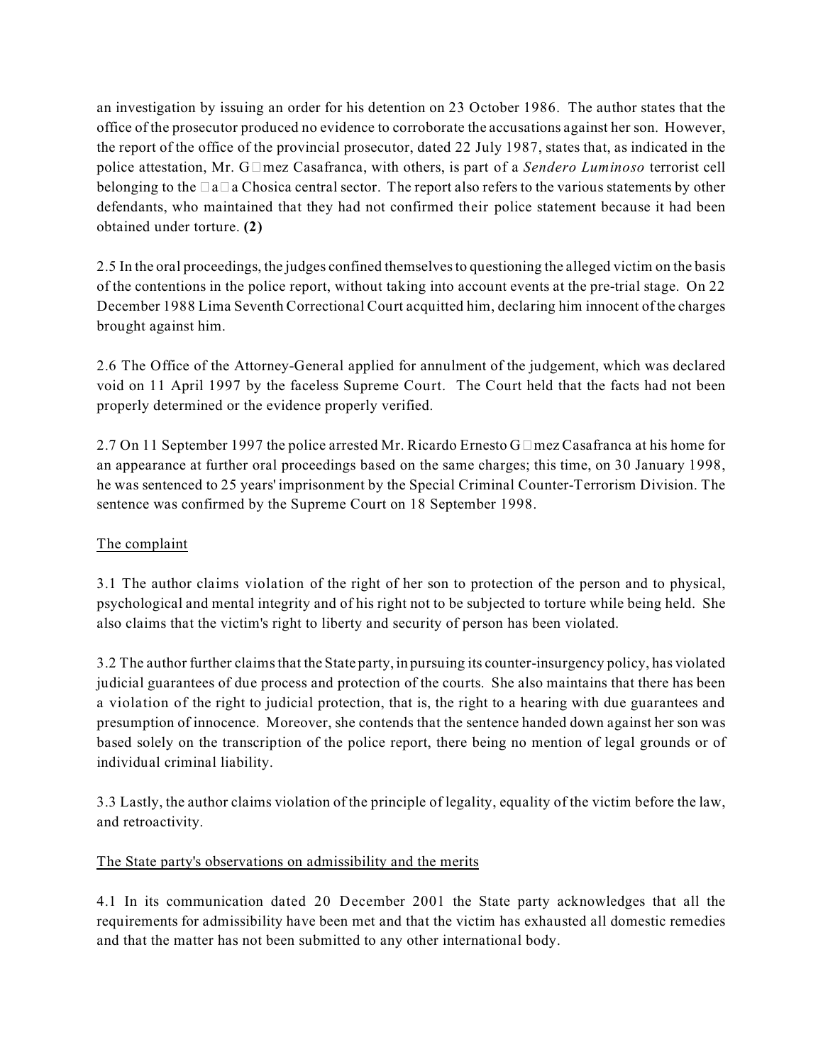an investigation by issuing an order for his detention on 23 October 1986. The author states that the office of the prosecutor produced no evidence to corroborate the accusations against her son. However, the report of the office of the provincial prosecutor, dated 22 July 1987, states that, as indicated in the police attestation, Mr. G□mez Casafranca, with others, is part of a *Sendero Luminoso* terrorist cell belonging to the □a□a Chosica central sector. The report also refers to the various statements by other defendants, who maintained that they had not confirmed their police statement because it had been obtained under torture. **(2)**

2.5 In the oral proceedings, the judges confined themselves to questioning the alleged victim on the basis of the contentions in the police report, without taking into account events at the pre-trial stage. On 22 December 1988 Lima Seventh Correctional Court acquitted him, declaring him innocent of the charges brought against him.

2.6 The Office of the Attorney-General applied for annulment of the judgement, which was declared void on 11 April 1997 by the faceless Supreme Court. The Court held that the facts had not been properly determined or the evidence properly verified.

2.7 On 11 September 1997 the police arrested Mr. Ricardo Ernesto G□mez Casafranca at his home for an appearance at further oral proceedings based on the same charges; this time, on 30 January 1998, he was sentenced to 25 years' imprisonment by the Special Criminal Counter-Terrorism Division. The sentence was confirmed by the Supreme Court on 18 September 1998.

## The complaint

3.1 The author claims violation of the right of her son to protection of the person and to physical, psychological and mental integrity and of his right not to be subjected to torture while being held. She also claims that the victim's right to liberty and security of person has been violated.

3.2 The author further claims that the State party, in pursuing its counter-insurgency policy, has violated judicial guarantees of due process and protection of the courts. She also maintains that there has been a violation of the right to judicial protection, that is, the right to a hearing with due guarantees and presumption of innocence. Moreover, she contends that the sentence handed down against her son was based solely on the transcription of the police report, there being no mention of legal grounds or of individual criminal liability.

3.3 Lastly, the author claims violation of the principle of legality, equality of the victim before the law, and retroactivity.

## The State party's observations on admissibility and the merits

4.1 In its communication dated 20 December 2001 the State party acknowledges that all the requirements for admissibility have been met and that the victim has exhausted all domestic remedies and that the matter has not been submitted to any other international body.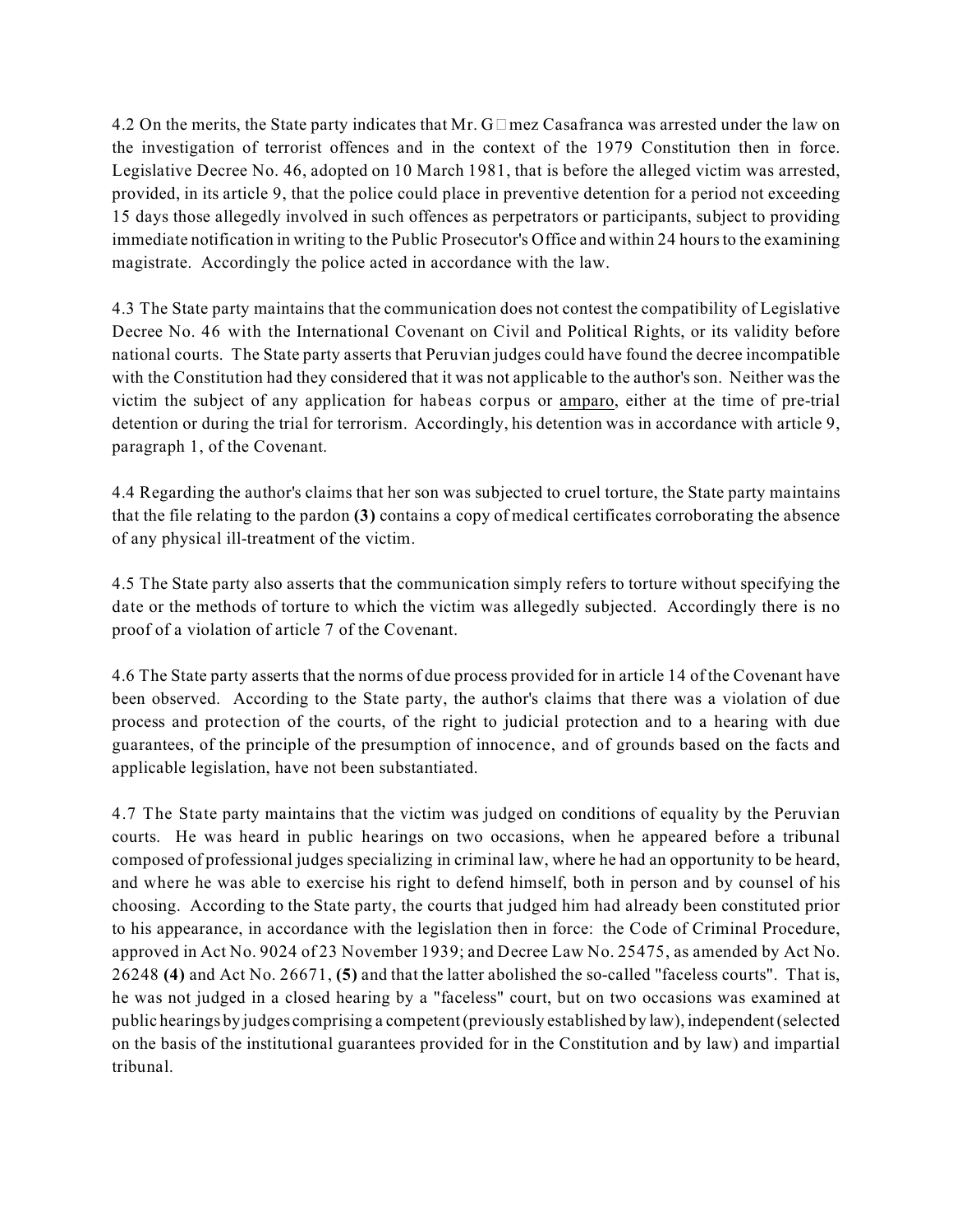4.2 On the merits, the State party indicates that Mr. G□mez Casafranca was arrested under the law on the investigation of terrorist offences and in the context of the 1979 Constitution then in force. Legislative Decree No. 46, adopted on 10 March 1981, that is before the alleged victim was arrested, provided, in its article 9, that the police could place in preventive detention for a period not exceeding 15 days those allegedly involved in such offences as perpetrators or participants, subject to providing immediate notification in writing to the Public Prosecutor's Office and within 24 hours to the examining magistrate. Accordingly the police acted in accordance with the law.

4.3 The State party maintains that the communication does not contest the compatibility of Legislative Decree No. 46 with the International Covenant on Civil and Political Rights, or its validity before national courts. The State party asserts that Peruvian judges could have found the decree incompatible with the Constitution had they considered that it was not applicable to the author's son. Neither was the victim the subject of any application for habeas corpus or amparo, either at the time of pre-trial detention or during the trial for terrorism. Accordingly, his detention was in accordance with article 9, paragraph 1, of the Covenant.

4.4 Regarding the author's claims that her son was subjected to cruel torture, the State party maintains that the file relating to the pardon **(3)** contains a copy of medical certificates corroborating the absence of any physical ill-treatment of the victim.

4.5 The State party also asserts that the communication simply refers to torture without specifying the date or the methods of torture to which the victim was allegedly subjected. Accordingly there is no proof of a violation of article 7 of the Covenant.

4.6 The State party asserts that the norms of due process provided for in article 14 of the Covenant have been observed. According to the State party, the author's claims that there was a violation of due process and protection of the courts, of the right to judicial protection and to a hearing with due guarantees, of the principle of the presumption of innocence, and of grounds based on the facts and applicable legislation, have not been substantiated.

4.7 The State party maintains that the victim was judged on conditions of equality by the Peruvian courts. He was heard in public hearings on two occasions, when he appeared before a tribunal composed of professional judges specializing in criminal law, where he had an opportunity to be heard, and where he was able to exercise his right to defend himself, both in person and by counsel of his choosing. According to the State party, the courts that judged him had already been constituted prior to his appearance, in accordance with the legislation then in force: the Code of Criminal Procedure, approved in Act No. 9024 of 23 November 1939; and Decree Law No. 25475, as amended by Act No. 26248 **(4)** and Act No. 26671, **(5)** and that the latter abolished the so-called "faceless courts". That is, he was not judged in a closed hearing by a "faceless" court, but on two occasions was examined at public hearings by judges comprising a competent (previously established by law), independent (selected on the basis of the institutional guarantees provided for in the Constitution and by law) and impartial tribunal.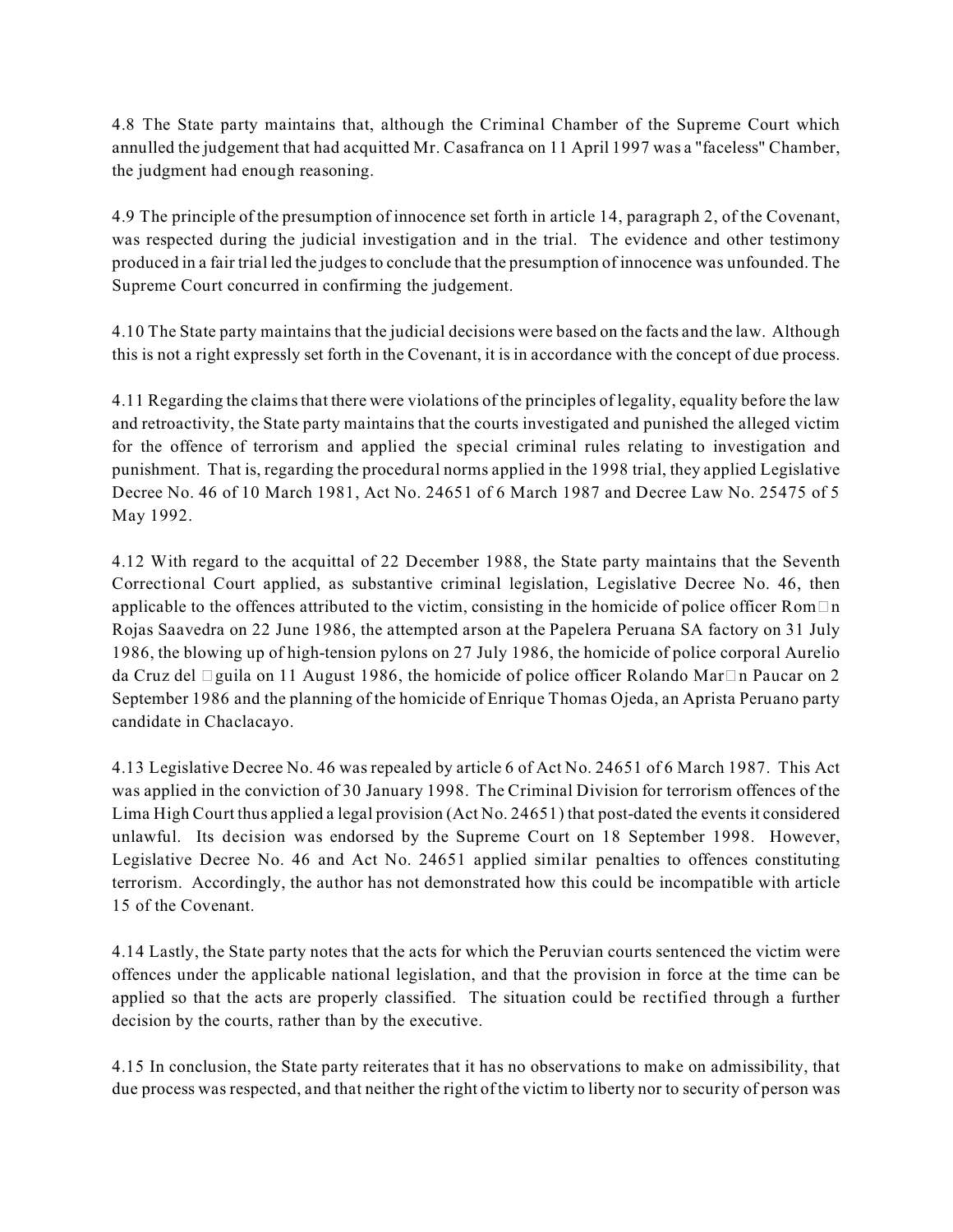4.8 The State party maintains that, although the Criminal Chamber of the Supreme Court which annulled the judgement that had acquitted Mr. Casafranca on 11 April 1997 was a "faceless" Chamber, the judgment had enough reasoning.

4.9 The principle of the presumption of innocence set forth in article 14, paragraph 2, of the Covenant, was respected during the judicial investigation and in the trial. The evidence and other testimony produced in a fair trial led the judges to conclude that the presumption of innocence was unfounded. The Supreme Court concurred in confirming the judgement.

4.10 The State party maintains that the judicial decisions were based on the facts and the law. Although this is not a right expressly set forth in the Covenant, it is in accordance with the concept of due process.

4.11 Regarding the claims that there were violations of the principles of legality, equality before the law and retroactivity, the State party maintains that the courts investigated and punished the alleged victim for the offence of terrorism and applied the special criminal rules relating to investigation and punishment. That is, regarding the procedural norms applied in the 1998 trial, they applied Legislative Decree No. 46 of 10 March 1981, Act No. 24651 of 6 March 1987 and Decree Law No. 25475 of 5 May 1992.

4.12 With regard to the acquittal of 22 December 1988, the State party maintains that the Seventh Correctional Court applied, as substantive criminal legislation, Legislative Decree No. 46, then applicable to the offences attributed to the victim, consisting in the homicide of police officer Rom□n Rojas Saavedra on 22 June 1986, the attempted arson at the Papelera Peruana SA factory on 31 July 1986, the blowing up of high-tension pylons on 27 July 1986, the homicide of police corporal Aurelio da Cruz del □guila on 11 August 1986, the homicide of police officer Rolando Mar□n Paucar on 2 September 1986 and the planning of the homicide of Enrique Thomas Ojeda, an Aprista Peruano party candidate in Chaclacayo.

4.13 Legislative Decree No. 46 was repealed by article 6 of Act No. 24651 of 6 March 1987. This Act was applied in the conviction of 30 January 1998. The Criminal Division for terrorism offences of the Lima High Court thus applied a legal provision (Act No. 24651) that post-dated the events it considered unlawful. Its decision was endorsed by the Supreme Court on 18 September 1998. However, Legislative Decree No. 46 and Act No. 24651 applied similar penalties to offences constituting terrorism. Accordingly, the author has not demonstrated how this could be incompatible with article 15 of the Covenant.

4.14 Lastly, the State party notes that the acts for which the Peruvian courts sentenced the victim were offences under the applicable national legislation, and that the provision in force at the time can be applied so that the acts are properly classified. The situation could be rectified through a further decision by the courts, rather than by the executive.

4.15 In conclusion, the State party reiterates that it has no observations to make on admissibility, that due process was respected, and that neither the right of the victim to liberty nor to security of person was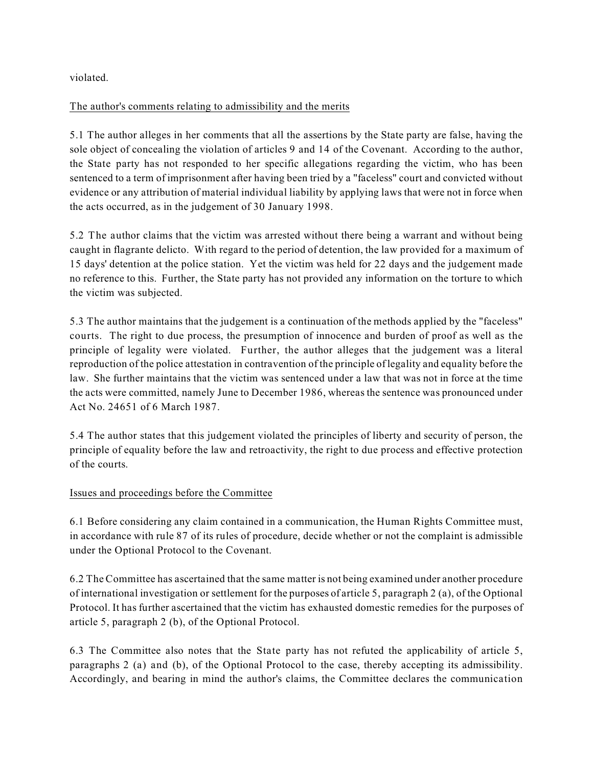violated.

The author's comments relating to admissibility and the merits

5.1 The author alleges in her comments that all the assertions by the State party are false, having the sole object of concealing the violation of articles 9 and 14 of the Covenant. According to the author, the State party has not responded to her specific allegations regarding the victim, who has been sentenced to a term of imprisonment after having been tried by a "faceless" court and convicted without evidence or any attribution of material individual liability by applying laws that were not in force when the acts occurred, as in the judgement of 30 January 1998.

5.2 The author claims that the victim was arrested without there being a warrant and without being caught in flagrante delicto. With regard to the period of detention, the law provided for a maximum of 15 days' detention at the police station. Yet the victim was held for 22 days and the judgement made no reference to this. Further, the State party has not provided any information on the torture to which the victim was subjected.

5.3 The author maintains that the judgement is a continuation of the methods applied by the "faceless" courts. The right to due process, the presumption of innocence and burden of proof as well as the principle of legality were violated. Further, the author alleges that the judgement was a literal reproduction of the police attestation in contravention of the principle of legality and equality before the law. She further maintains that the victim was sentenced under a law that was not in force at the time the acts were committed, namely June to December 1986, whereas the sentence was pronounced under Act No. 24651 of 6 March 1987.

5.4 The author states that this judgement violated the principles of liberty and security of person, the principle of equality before the law and retroactivity, the right to due process and effective protection of the courts.

Issues and proceedings before the Committee

6.1 Before considering any claim contained in a communication, the Human Rights Committee must, in accordance with rule 87 of its rules of procedure, decide whether or not the complaint is admissible under the Optional Protocol to the Covenant.

6.2 The Committee has ascertained that the same matter is not being examined under another procedure of international investigation or settlement for the purposes of article 5, paragraph 2 (a), of the Optional Protocol. It has further ascertained that the victim has exhausted domestic remedies for the purposes of article 5, paragraph 2 (b), of the Optional Protocol.

6.3 The Committee also notes that the State party has not refuted the applicability of article 5, paragraphs 2 (a) and (b), of the Optional Protocol to the case, thereby accepting its admissibility. Accordingly, and bearing in mind the author's claims, the Committee declares the communication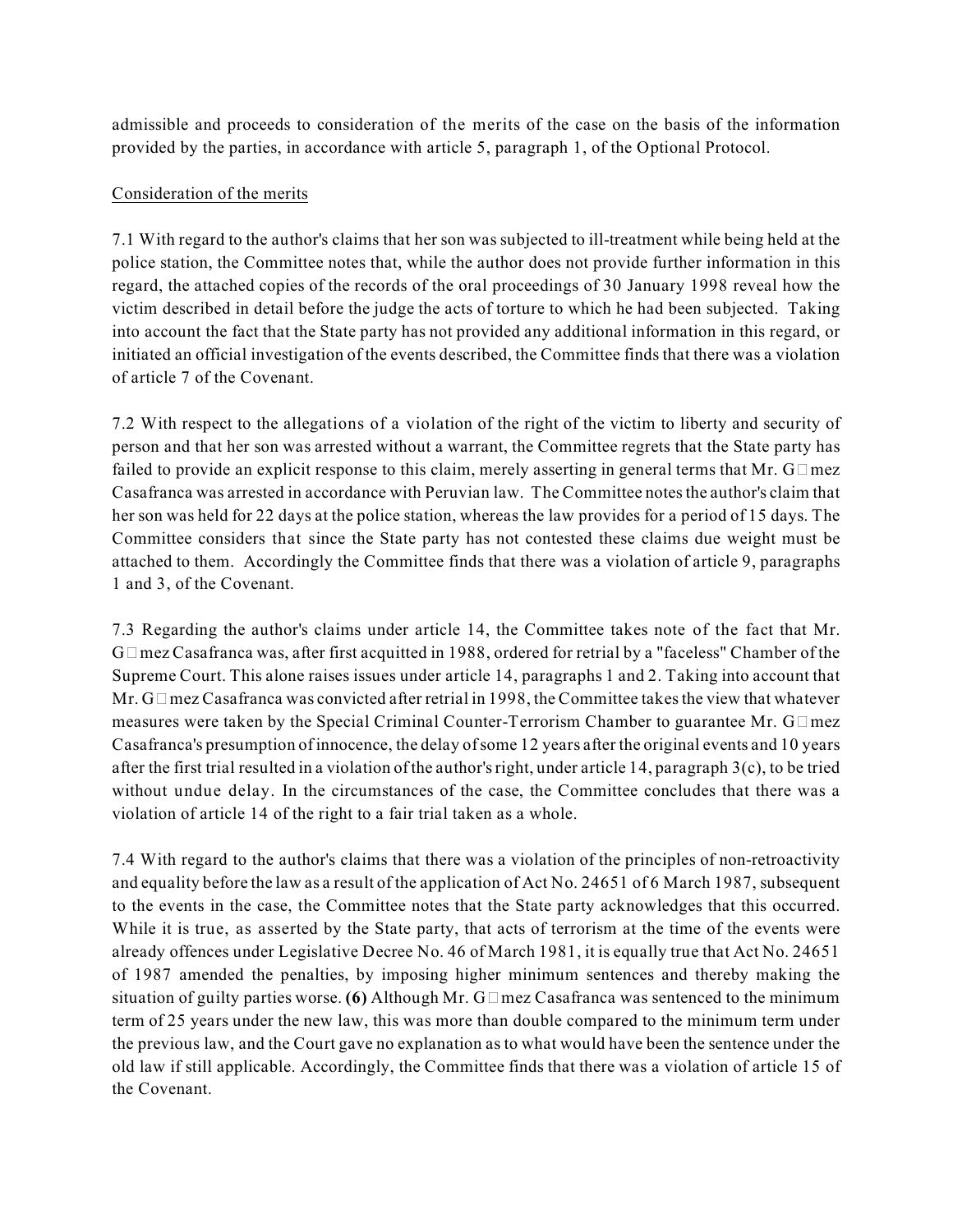admissible and proceeds to consideration of the merits of the case on the basis of the information provided by the parties, in accordance with article 5, paragraph 1, of the Optional Protocol.

## Consideration of the merits

7.1 With regard to the author's claims that her son was subjected to ill-treatment while being held at the police station, the Committee notes that, while the author does not provide further information in this regard, the attached copies of the records of the oral proceedings of 30 January 1998 reveal how the victim described in detail before the judge the acts of torture to which he had been subjected. Taking into account the fact that the State party has not provided any additional information in this regard, or initiated an official investigation of the events described, the Committee finds that there was a violation of article 7 of the Covenant.

7.2 With respect to the allegations of a violation of the right of the victim to liberty and security of person and that her son was arrested without a warrant, the Committee regrets that the State party has failed to provide an explicit response to this claim, merely asserting in general terms that Mr. Gómez Casafranca was arrested in accordance with Peruvian law. The Committee notes the author's claim that her son was held for 22 days at the police station, whereas the law provides for a period of 15 days. The Committee considers that since the State party has not contested these claims due weight must be attached to them. Accordingly the Committee finds that there was a violation of article 9, paragraphs 1 and 3, of the Covenant.

7.3 Regarding the author's claims under article 14, the Committee takes note of the fact that Mr. Gómez Casafranca was, after first acquitted in 1988, ordered for retrial by a "faceless" Chamber of the Supreme Court. This alone raises issues under article 14, paragraphs 1 and 2. Taking into account that Mr. Gómez Casafranca was convicted after retrial in 1998, the Committee takes the view that whatever measures were taken by the Special Criminal Counter-Terrorism Chamber to guarantee Mr. Gómez Casafranca's presumption of innocence, the delay of some 12 years after the original events and 10 years after the first trial resulted in a violation of the author's right, under article 14, paragraph 3(c), to be tried without undue delay. In the circumstances of the case, the Committee concludes that there was a violation of article 14 of the right to a fair trial taken as a whole.

7.4 With regard to the author's claims that there was a violation of the principles of non-retroactivity and equality before the law as a result of the application of Act No. 24651 of 6 March 1987, subsequent to the events in the case, the Committee notes that the State party acknowledges that this occurred. While it is true, as asserted by the State party, that acts of terrorism at the time of the events were already offences under Legislative Decree No. 46 of March 1981, it is equally true that Act No. 24651 of 1987 amended the penalties, by imposing higher minimum sentences and thereby making the situation of guilty parties worse. **(6)** Although Mr. Gómez Casafranca was sentenced to the minimum term of 25 years under the new law, this was more than double compared to the minimum term under the previous law, and the Court gave no explanation as to what would have been the sentence under the old law if still applicable. Accordingly, the Committee finds that there was a violation of article 15 of the Covenant.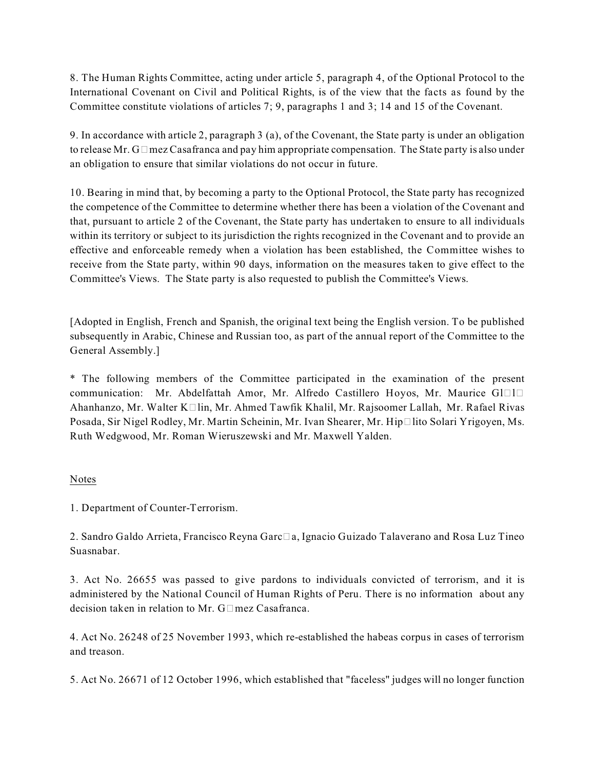8. The Human Rights Committee, acting under article 5, paragraph 4, of the Optional Protocol to the International Covenant on Civil and Political Rights, is of the view that the facts as found by the Committee constitute violations of articles 7; 9, paragraphs 1 and 3; 14 and 15 of the Covenant.

9. In accordance with article 2, paragraph 3 (a), of the Covenant, the State party is under an obligation to release Mr. G□mez Casafranca and pay him appropriate compensation. The State party is also under an obligation to ensure that similar violations do not occur in future.

10. Bearing in mind that, by becoming a party to the Optional Protocol, the State party has recognized the competence of the Committee to determine whether there has been a violation of the Covenant and that, pursuant to article 2 of the Covenant, the State party has undertaken to ensure to all individuals within its territory or subject to its jurisdiction the rights recognized in the Covenant and to provide an effective and enforceable remedy when a violation has been established, the Committee wishes to receive from the State party, within 90 days, information on the measures taken to give effect to the Committee's Views. The State party is also requested to publish the Committee's Views.

[Adopted in English, French and Spanish, the original text being the English version. To be published subsequently in Arabic, Chinese and Russian too, as part of the annual report of the Committee to the General Assembly.]

* The following members of the Committee participated in the examination of the present communication: Mr. Abdelfattah Amor, Mr. Alfredo Castillero Hoyos, Mr. Maurice Gl□l□ Ahanhanzo, Mr. Walter K□lin, Mr. Ahmed Tawfik Khalil, Mr. Rajsoomer Lallah, Mr. Rafael Rivas Posada, Sir Nigel Rodley, Mr. Martin Scheinin, Mr. Ivan Shearer, Mr. Hip□lito Solari Yrigoyen, Ms. Ruth Wedgwood, Mr. Roman Wieruszewski and Mr. Maxwell Yalden.

Notes

1. Department of Counter-Terrorism.

2. Sandro Galdo Arrieta, Francisco Reyna Garc□a, Ignacio Guizado Talaverano and Rosa Luz Tineo Suasnabar.

3. Act No. 26655 was passed to give pardons to individuals convicted of terrorism, and it is administered by the National Council of Human Rights of Peru. There is no information about any decision taken in relation to Mr. G□mez Casafranca.

4. Act No. 26248 of 25 November 1993, which re-established the habeas corpus in cases of terrorism and treason.

5. Act No. 26671 of 12 October 1996, which established that "faceless" judges will no longer function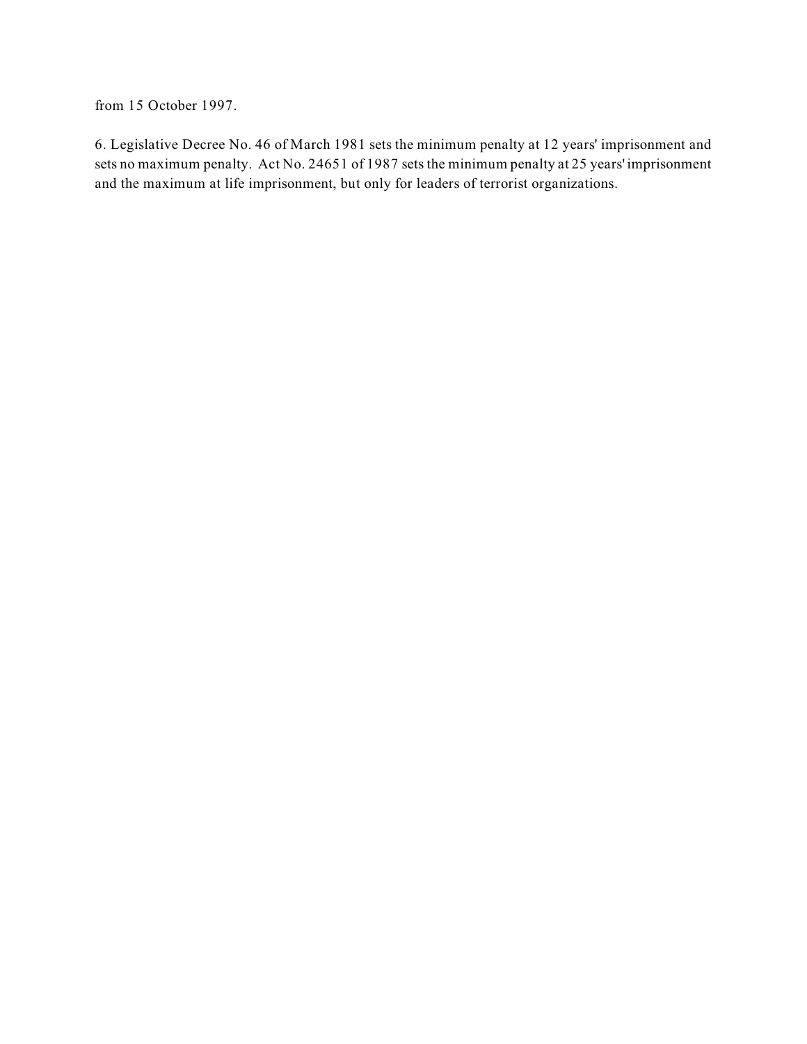from 15 October 1997.

6. Legislative Decree No. 46 of March 1981 sets the minimum penalty at 12 years' imprisonment and sets no maximum penalty. Act No. 24651 of 1987 sets the minimum penalty at 25 years' imprisonment and the maximum at life imprisonment, but only for leaders of terrorist organizations.